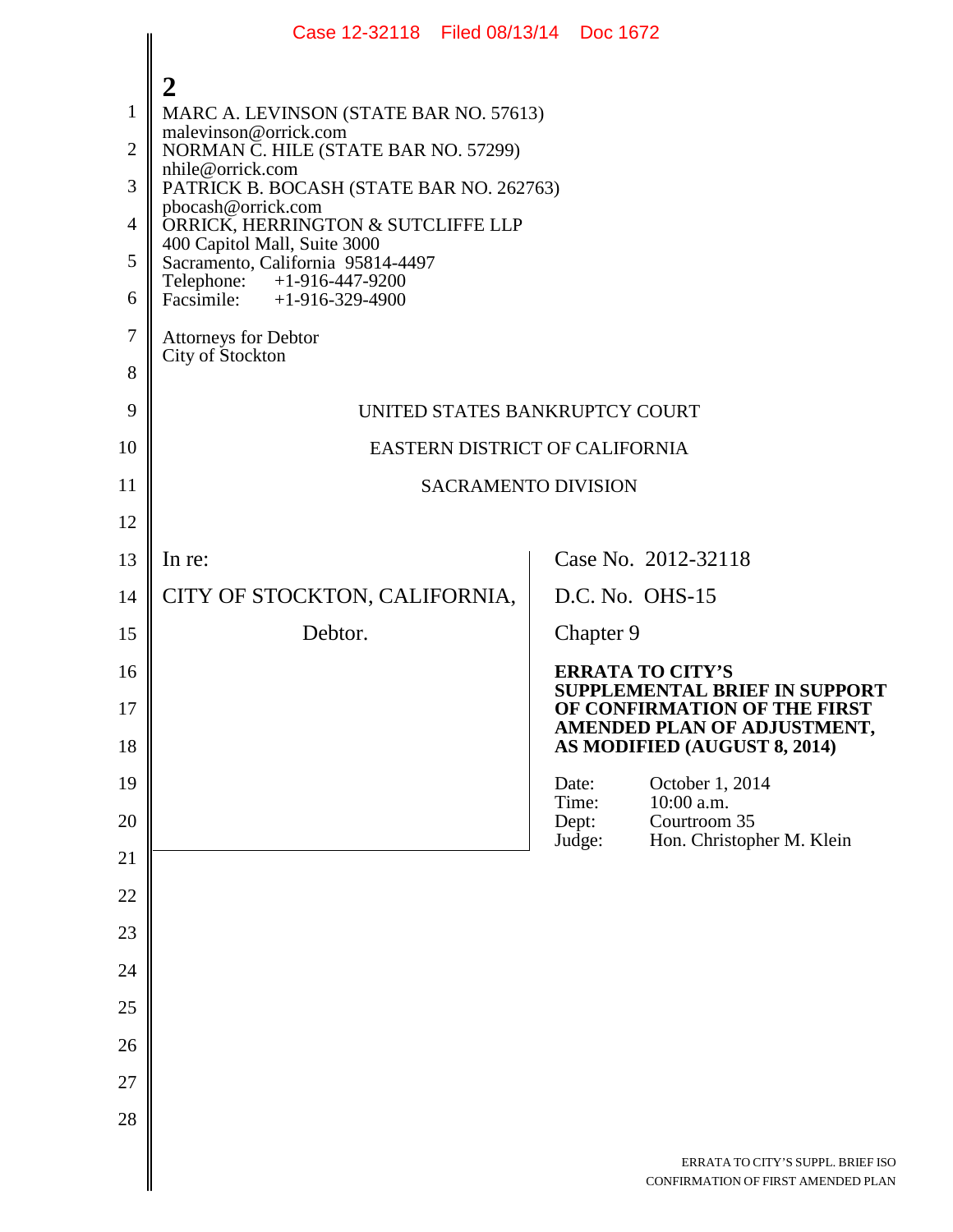2

MARC A. LEVINSON (STATE BAR NO. 57613)
malevinson@orrick.com
NORMAN C. HILE (STATE BAR NO. 57299)
nhile@orrick.com
PATRICK B. BOCASH (STATE BAR NO. 262763)
pbocash@orrick.com
ORRICK, HERRINGTON & SUTCLIFFE LLP
400 Capitol Mall, Suite 3000
Sacramento, California 95814-4497
Telephone: +1-916-447-9200
Facsimile: +1-916-329-4900

Attorneys for Debtor
City of Stockton

UNITED STATES BANKRUPTCY COURT

EASTERN DISTRICT OF CALIFORNIA

SACRAMENTO DIVISION

| | |
|---|---|
| In re:<br><br>CITY OF STOCKTON, CALIFORNIA,<br><br>Debtor. | Case No. 2012-32118<br><br>D.C. No. OHS-15<br><br>Chapter 9<br><br>**ERRATA TO CITY'S SUPPLEMENTAL BRIEF IN SUPPORT OF CONFIRMATION OF THE FIRST AMENDED PLAN OF ADJUSTMENT, AS MODIFIED (AUGUST 8, 2014)**<br><br>Date: October 1, 2014<br>Time: 10:00 a.m.<br>Dept: Courtroom 35<br>Judge: Hon. Christopher M. Klein |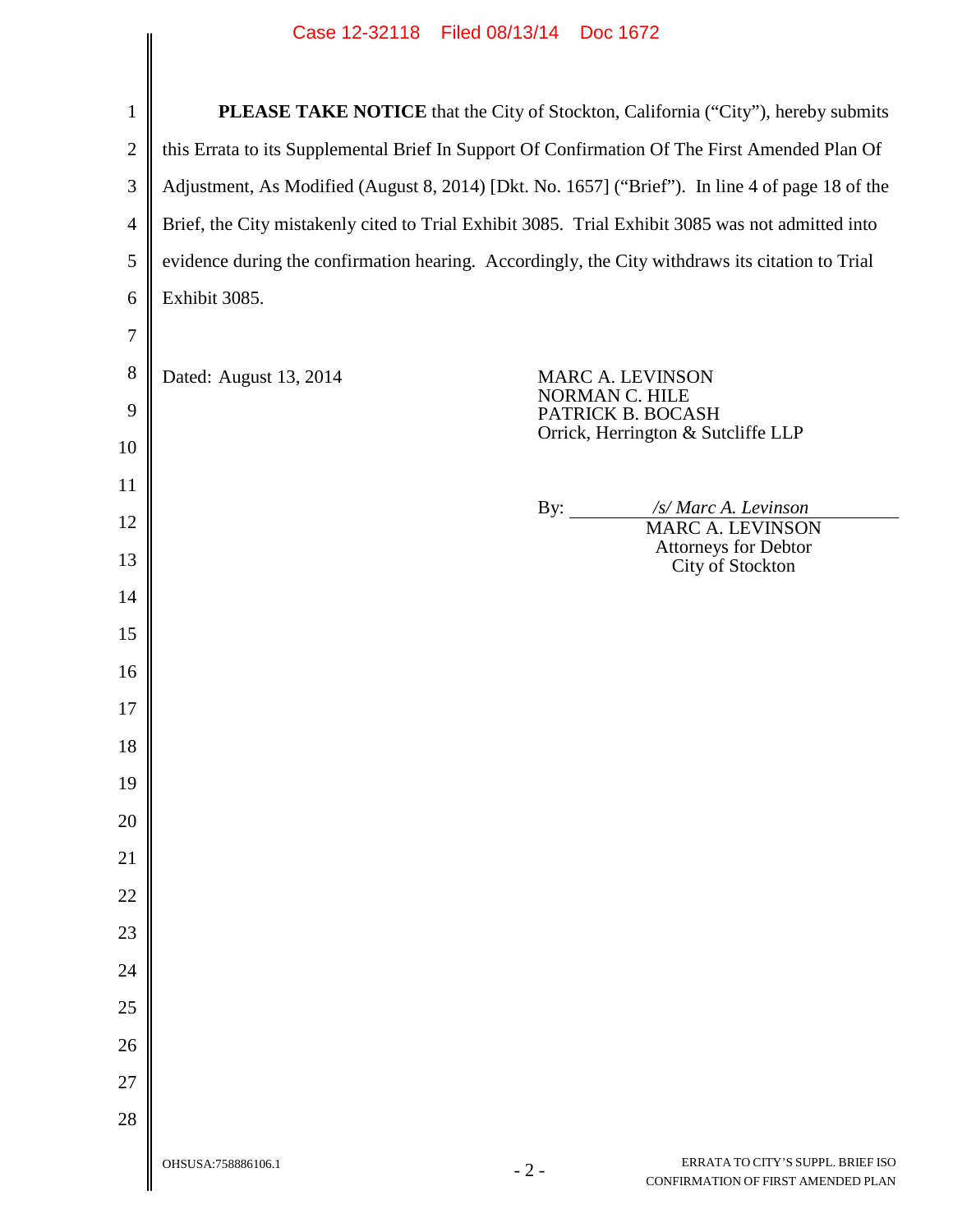**PLEASE TAKE NOTICE** that the City of Stockton, California ("City"), hereby submits this Errata to its Supplemental Brief In Support Of Confirmation Of The First Amended Plan Of Adjustment, As Modified (August 8, 2014) [Dkt. No. 1657] ("Brief"). In line 4 of page 18 of the Brief, the City mistakenly cited to Trial Exhibit 3085. Trial Exhibit 3085 was not admitted into evidence during the confirmation hearing. Accordingly, the City withdraws its citation to Trial Exhibit 3085.

Dated: August 13, 2014

MARC A. LEVINSON
NORMAN C. HILE
PATRICK B. BOCASH
Orrick, Herrington & Sutcliffe LLP

By: */s/ Marc A. Levinson*
MARC A. LEVINSON
Attorneys for Debtor
City of Stockton

OHSUSA:758886106.1